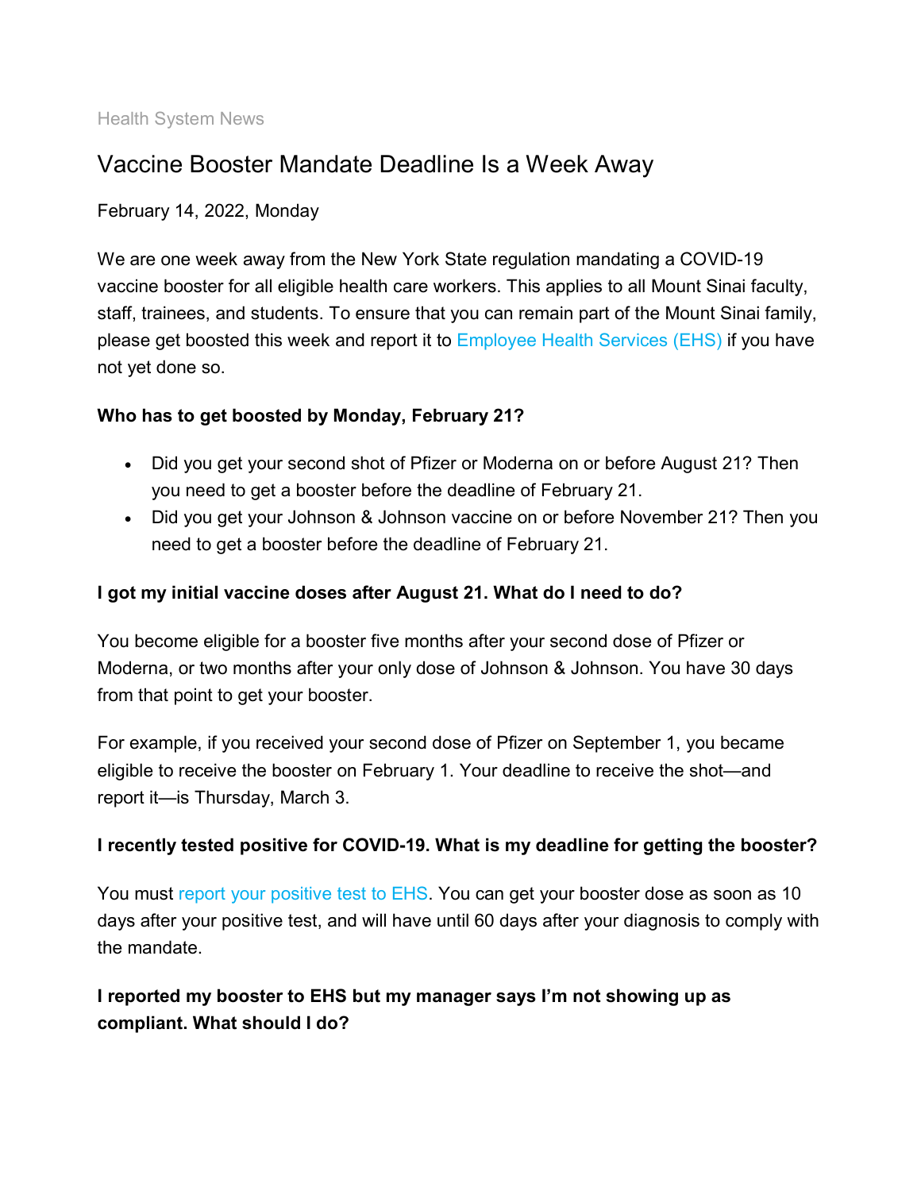Health System News

# Vaccine Booster Mandate Deadline Is a Week Away

February 14, 2022, Monday

We are one week away from the New York State regulation mandating a COVID-19 vaccine booster for all eligible health care workers. This applies to all Mount Sinai faculty, staff, trainees, and students. To ensure that you can remain part of the Mount Sinai family, please get boosted this week and report it to Employee Health Services (EHS) if you have not yet done so.

**Who has to get boosted by Monday, February 21?**

- Did you get your second shot of Pfizer or Moderna on or before August 21? Then you need to get a booster before the deadline of February 21.
- Did you get your Johnson & Johnson vaccine on or before November 21? Then you need to get a booster before the deadline of February 21.

**I got my initial vaccine doses after August 21. What do I need to do?**

You become eligible for a booster five months after your second dose of Pfizer or Moderna, or two months after your only dose of Johnson & Johnson. You have 30 days from that point to get your booster.

For example, if you received your second dose of Pfizer on September 1, you became eligible to receive the booster on February 1. Your deadline to receive the shot—and report it—is Thursday, March 3.

**I recently tested positive for COVID-19. What is my deadline for getting the booster?**

You must report your positive test to EHS. You can get your booster dose as soon as 10 days after your positive test, and will have until 60 days after your diagnosis to comply with the mandate.

**I reported my booster to EHS but my manager says I'm not showing up as compliant. What should I do?**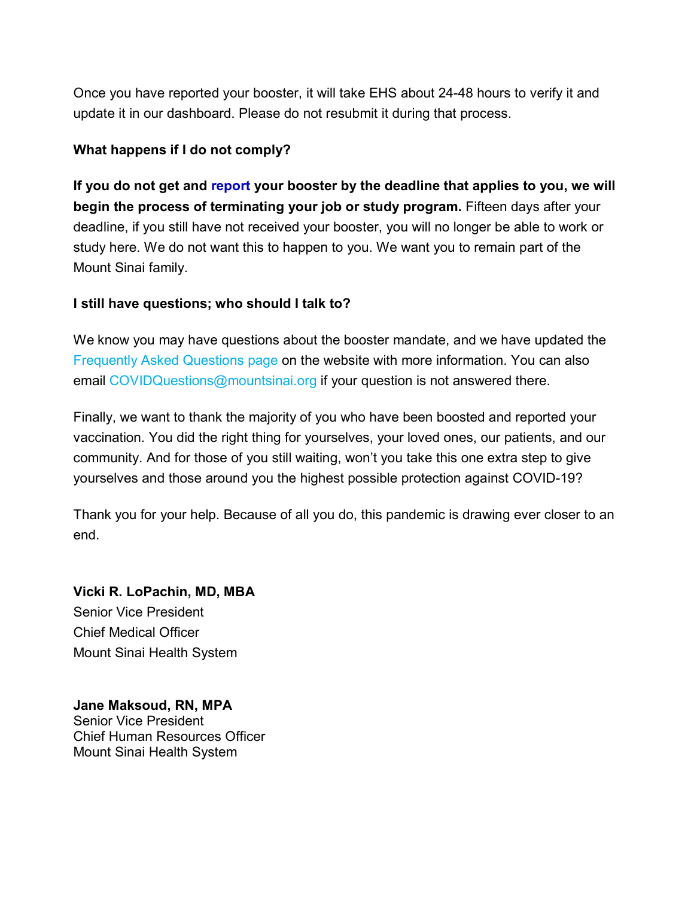Once you have reported your booster, it will take EHS about 24-48 hours to verify it and update it in our dashboard. Please do not resubmit it during that process.

**What happens if I do not comply?**

**If you do not get and report your booster by the deadline that applies to you, we will begin the process of terminating your job or study program.** Fifteen days after your deadline, if you still have not received your booster, you will no longer be able to work or study here. We do not want this to happen to you. We want you to remain part of the Mount Sinai family.

**I still have questions; who should I talk to?**

We know you may have questions about the booster mandate, and we have updated the Frequently Asked Questions page on the website with more information. You can also email COVIDQuestions@mountsinai.org if your question is not answered there.

Finally, we want to thank the majority of you who have been boosted and reported your vaccination. You did the right thing for yourselves, your loved ones, our patients, and our community. And for those of you still waiting, won't you take this one extra step to give yourselves and those around you the highest possible protection against COVID-19?

Thank you for your help. Because of all you do, this pandemic is drawing ever closer to an end.

**Vicki R. LoPachin, MD, MBA**
Senior Vice President
Chief Medical Officer
Mount Sinai Health System

**Jane Maksoud, RN, MPA**
Senior Vice President
Chief Human Resources Officer
Mount Sinai Health System